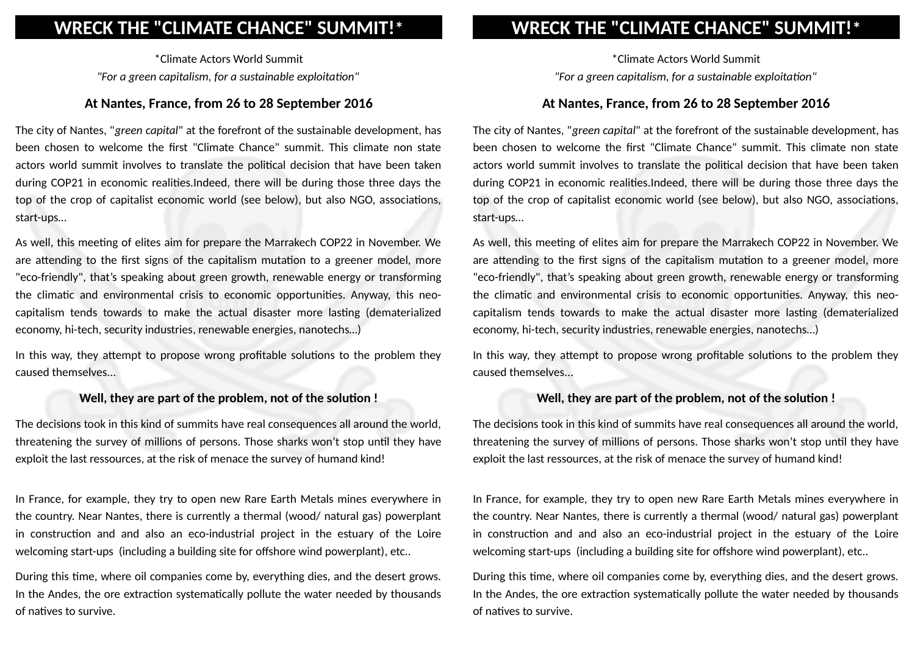# WRECK THE "CLIMATE CHANCE" SUMMIT!*

*Climate Actors World Summit

*"For a green capitalism, for a sustainable exploitation"*

**At Nantes, France, from 26 to 28 September 2016**

The city of Nantes, "*green capital*" at the forefront of the sustainable development, has been chosen to welcome the first "Climate Chance" summit. This climate non state actors world summit involves to translate the political decision that have been taken during COP21 in economic realities.Indeed, there will be during those three days the top of the crop of capitalist economic world (see below), but also NGO, associations, start-ups...

As well, this meeting of elites aim for prepare the Marrakech COP22 in November. We are attending to the first signs of the capitalism mutation to a greener model, more "eco-friendly", that's speaking about green growth, renewable energy or transforming the climatic and environmental crisis to economic opportunities. Anyway, this neo-capitalism tends towards to make the actual disaster more lasting (dematerialized economy, hi-tech, security industries, renewable energies, nanotechs...)

In this way, they attempt to propose wrong profitable solutions to the problem they caused themselves...

**Well, they are part of the problem, not of the solution !**

The decisions took in this kind of summits have real consequences all around the world, threatening the survey of millions of persons. Those sharks won't stop until they have exploit the last ressources, at the risk of menace the survey of humand kind!

In France, for example, they try to open new Rare Earth Metals mines everywhere in the country. Near Nantes, there is currently a thermal (wood/ natural gas) powerplant in construction and and also an eco-industrial project in the estuary of the Loire welcoming start-ups (including a building site for offshore wind powerplant), etc..

During this time, where oil companies come by, everything dies, and the desert grows. In the Andes, the ore extraction systematically pollute the water needed by thousands of natives to survive.

# WRECK THE "CLIMATE CHANCE" SUMMIT!*

*Climate Actors World Summit

*"For a green capitalism, for a sustainable exploitation"*

**At Nantes, France, from 26 to 28 September 2016**

The city of Nantes, "*green capital*" at the forefront of the sustainable development, has been chosen to welcome the first "Climate Chance" summit. This climate non state actors world summit involves to translate the political decision that have been taken during COP21 in economic realities.Indeed, there will be during those three days the top of the crop of capitalist economic world (see below), but also NGO, associations, start-ups...

As well, this meeting of elites aim for prepare the Marrakech COP22 in November. We are attending to the first signs of the capitalism mutation to a greener model, more "eco-friendly", that's speaking about green growth, renewable energy or transforming the climatic and environmental crisis to economic opportunities. Anyway, this neo-capitalism tends towards to make the actual disaster more lasting (dematerialized economy, hi-tech, security industries, renewable energies, nanotechs...)

In this way, they attempt to propose wrong profitable solutions to the problem they caused themselves...

**Well, they are part of the problem, not of the solution !**

The decisions took in this kind of summits have real consequences all around the world, threatening the survey of millions of persons. Those sharks won't stop until they have exploit the last ressources, at the risk of menace the survey of humand kind!

In France, for example, they try to open new Rare Earth Metals mines everywhere in the country. Near Nantes, there is currently a thermal (wood/ natural gas) powerplant in construction and and also an eco-industrial project in the estuary of the Loire welcoming start-ups (including a building site for offshore wind powerplant), etc..

During this time, where oil companies come by, everything dies, and the desert grows. In the Andes, the ore extraction systematically pollute the water needed by thousands of natives to survive.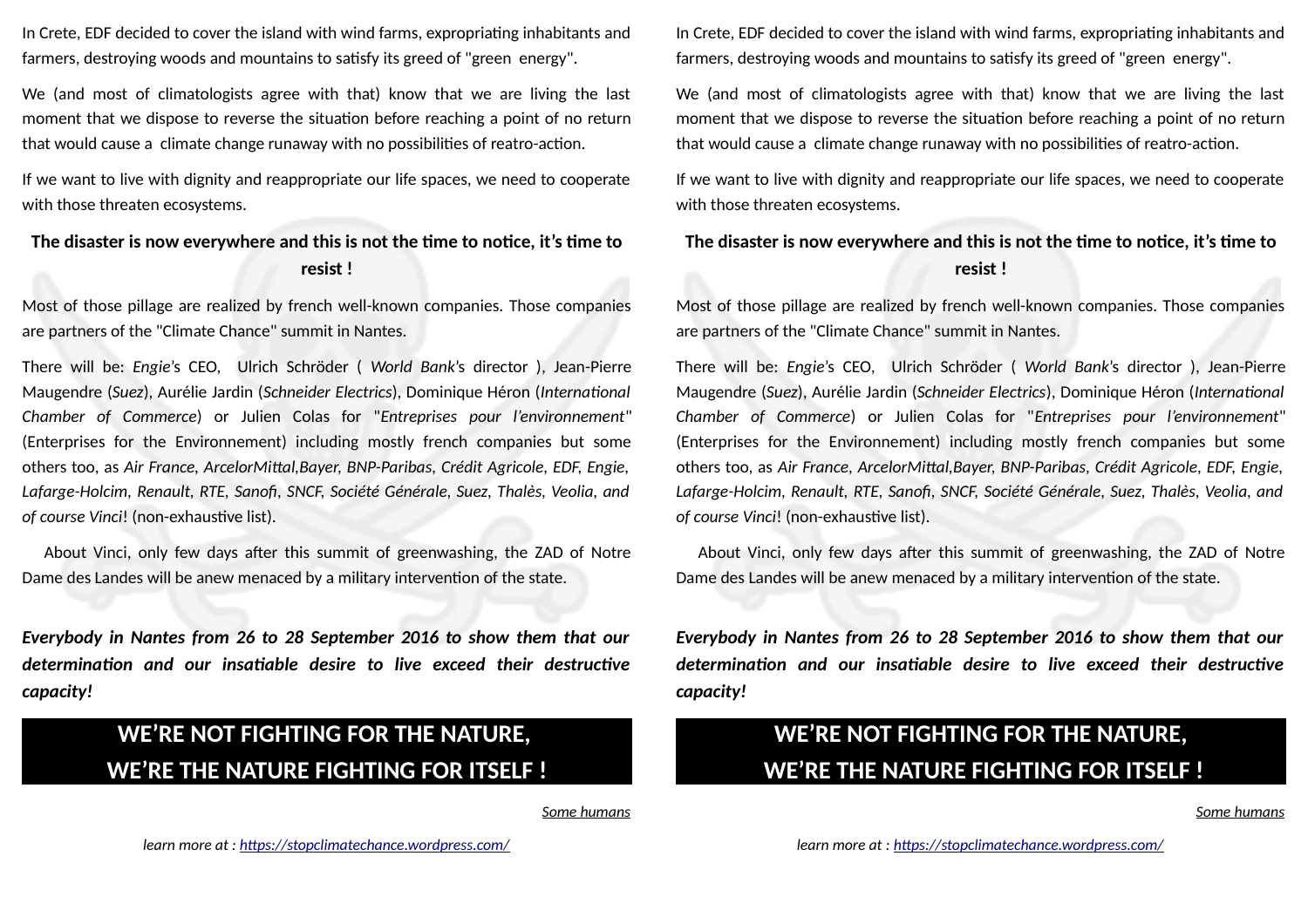In Crete, EDF decided to cover the island with wind farms, expropriating inhabitants and farmers, destroying woods and mountains to satisfy its greed of "green energy".

We (and most of climatologists agree with that) know that we are living the last moment that we dispose to reverse the situation before reaching a point of no return that would cause a climate change runaway with no possibilities of reatro-action.

If we want to live with dignity and reappropriate our life spaces, we need to cooperate with those threaten ecosystems.

**The disaster is now everywhere and this is not the time to notice, it's time to resist !**

Most of those pillage are realized by french well-known companies. Those companies are partners of the "Climate Chance" summit in Nantes.

There will be: *Engie*'s CEO, Ulrich Schröder ( *World Bank*'s director ), Jean-Pierre Maugendre (*Suez*), Aurélie Jardin (*Schneider Electrics*), Dominique Héron (*International Chamber of Commerce*) or Julien Colas for "*Entreprises pour l'environnement*" (Enterprises for the Environnement) including mostly french companies but some others too, as *Air France*, *ArcelorMittal*,*Bayer*, *BNP-Paribas*, *Crédit Agricole*, *EDF*, *Engie*, *Lafarge-Holcim*, *Renault*, *RTE*, *Sanofi*, *SNCF*, *Société Générale*, *Suez*, *Thalès*, *Veolia*, *and of course Vinci*! (non-exhaustive list).

About Vinci, only few days after this summit of greenwashing, the ZAD of Notre Dame des Landes will be anew menaced by a military intervention of the state.

***Everybody in Nantes from 26 to 28 September 2016 to show them that our determination and our insatiable desire to live exceed their destructive capacity!***

**WE'RE NOT FIGHTING FOR THE NATURE,**
**WE'RE THE NATURE FIGHTING FOR ITSELF !**

*Some humans*

*learn more at : https://stopclimatechance.wordpress.com/*

In Crete, EDF decided to cover the island with wind farms, expropriating inhabitants and farmers, destroying woods and mountains to satisfy its greed of "green energy".

We (and most of climatologists agree with that) know that we are living the last moment that we dispose to reverse the situation before reaching a point of no return that would cause a climate change runaway with no possibilities of reatro-action.

If we want to live with dignity and reappropriate our life spaces, we need to cooperate with those threaten ecosystems.

**The disaster is now everywhere and this is not the time to notice, it's time to resist !**

Most of those pillage are realized by french well-known companies. Those companies are partners of the "Climate Chance" summit in Nantes.

There will be: *Engie*'s CEO, Ulrich Schröder ( *World Bank*'s director ), Jean-Pierre Maugendre (*Suez*), Aurélie Jardin (*Schneider Electrics*), Dominique Héron (*International Chamber of Commerce*) or Julien Colas for "*Entreprises pour l'environnement*" (Enterprises for the Environnement) including mostly french companies but some others too, as *Air France*, *ArcelorMittal*,*Bayer*, *BNP-Paribas*, *Crédit Agricole*, *EDF*, *Engie*, *Lafarge-Holcim*, *Renault*, *RTE*, *Sanofi*, *SNCF*, *Société Générale*, *Suez*, *Thalès*, *Veolia*, *and of course Vinci*! (non-exhaustive list).

About Vinci, only few days after this summit of greenwashing, the ZAD of Notre Dame des Landes will be anew menaced by a military intervention of the state.

***Everybody in Nantes from 26 to 28 September 2016 to show them that our determination and our insatiable desire to live exceed their destructive capacity!***

**WE'RE NOT FIGHTING FOR THE NATURE,**
**WE'RE THE NATURE FIGHTING FOR ITSELF !**

*Some humans*

*learn more at : https://stopclimatechance.wordpress.com/*